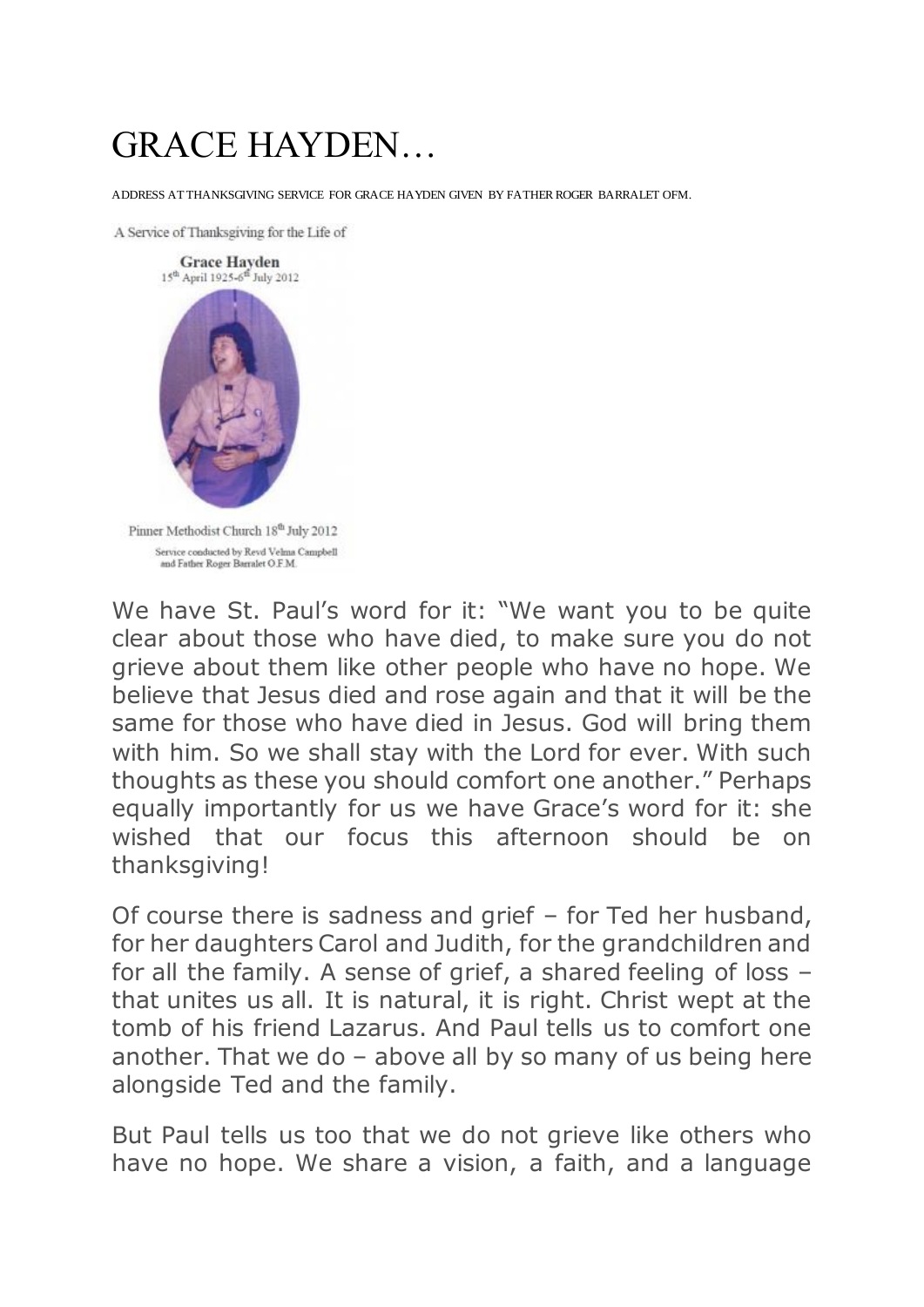# GRACE HAYDEN…

ADDRESS AT THANKSGIVING SERVICE FOR GRACE HAYDEN GIVEN BY FATHER ROGER BARRALET OFM.

A Service of Thanksgiving for the Life of

**Grace Hayden**
15th April 1925-6th July 2012

Pinner Methodist Church 18th July 2012
Service conducted by Revd Velma Campbell and Father Roger Barralet O.F.M.

We have St. Paul's word for it: "We want you to be quite clear about those who have died, to make sure you do not grieve about them like other people who have no hope. We believe that Jesus died and rose again and that it will be the same for those who have died in Jesus. God will bring them with him. So we shall stay with the Lord for ever. With such thoughts as these you should comfort one another." Perhaps equally importantly for us we have Grace's word for it: she wished that our focus this afternoon should be on thanksgiving!

Of course there is sadness and grief – for Ted her husband, for her daughters Carol and Judith, for the grandchildren and for all the family. A sense of grief, a shared feeling of loss – that unites us all. It is natural, it is right. Christ wept at the tomb of his friend Lazarus. And Paul tells us to comfort one another. That we do – above all by so many of us being here alongside Ted and the family.

But Paul tells us too that we do not grieve like others who have no hope. We share a vision, a faith, and a language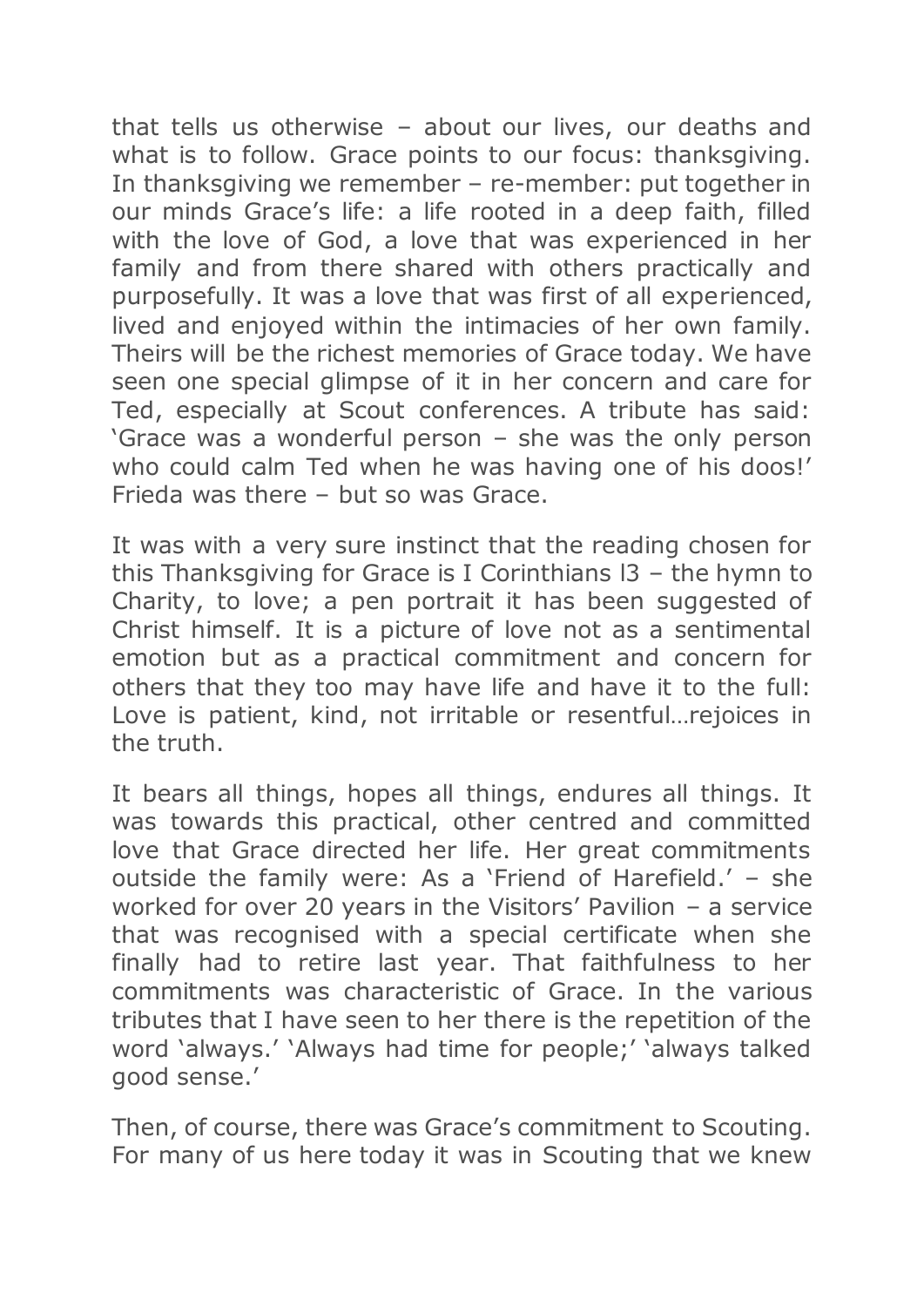that tells us otherwise – about our lives, our deaths and what is to follow. Grace points to our focus: thanksgiving. In thanksgiving we remember – re-member: put together in our minds Grace's life: a life rooted in a deep faith, filled with the love of God, a love that was experienced in her family and from there shared with others practically and purposefully. It was a love that was first of all experienced, lived and enjoyed within the intimacies of her own family. Theirs will be the richest memories of Grace today. We have seen one special glimpse of it in her concern and care for Ted, especially at Scout conferences. A tribute has said: 'Grace was a wonderful person – she was the only person who could calm Ted when he was having one of his doos!' Frieda was there – but so was Grace.

It was with a very sure instinct that the reading chosen for this Thanksgiving for Grace is I Corinthians l3 – the hymn to Charity, to love; a pen portrait it has been suggested of Christ himself. It is a picture of love not as a sentimental emotion but as a practical commitment and concern for others that they too may have life and have it to the full: Love is patient, kind, not irritable or resentful…rejoices in the truth.

It bears all things, hopes all things, endures all things. It was towards this practical, other centred and committed love that Grace directed her life. Her great commitments outside the family were: As a 'Friend of Harefield.' – she worked for over 20 years in the Visitors' Pavilion – a service that was recognised with a special certificate when she finally had to retire last year. That faithfulness to her commitments was characteristic of Grace. In the various tributes that I have seen to her there is the repetition of the word 'always.' 'Always had time for people;' 'always talked good sense.'

Then, of course, there was Grace's commitment to Scouting. For many of us here today it was in Scouting that we knew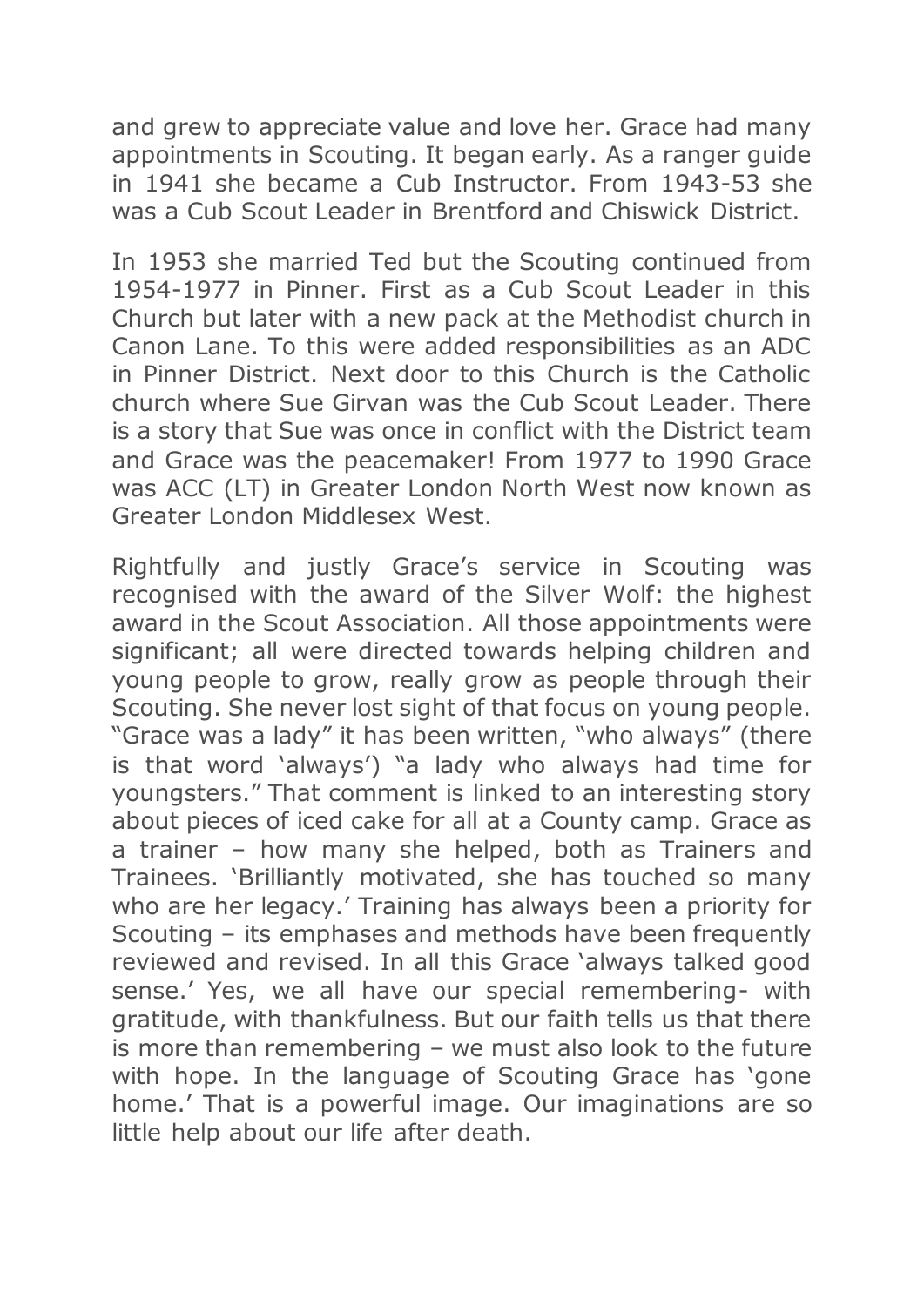and grew to appreciate value and love her. Grace had many appointments in Scouting. It began early. As a ranger guide in 1941 she became a Cub Instructor. From 1943-53 she was a Cub Scout Leader in Brentford and Chiswick District.

In 1953 she married Ted but the Scouting continued from 1954-1977 in Pinner. First as a Cub Scout Leader in this Church but later with a new pack at the Methodist church in Canon Lane. To this were added responsibilities as an ADC in Pinner District. Next door to this Church is the Catholic church where Sue Girvan was the Cub Scout Leader. There is a story that Sue was once in conflict with the District team and Grace was the peacemaker! From 1977 to 1990 Grace was ACC (LT) in Greater London North West now known as Greater London Middlesex West.

Rightfully and justly Grace's service in Scouting was recognised with the award of the Silver Wolf: the highest award in the Scout Association. All those appointments were significant; all were directed towards helping children and young people to grow, really grow as people through their Scouting. She never lost sight of that focus on young people. "Grace was a lady" it has been written, "who always" (there is that word 'always') "a lady who always had time for youngsters." That comment is linked to an interesting story about pieces of iced cake for all at a County camp. Grace as a trainer – how many she helped, both as Trainers and Trainees. 'Brilliantly motivated, she has touched so many who are her legacy.' Training has always been a priority for Scouting – its emphases and methods have been frequently reviewed and revised. In all this Grace 'always talked good sense.' Yes, we all have our special remembering- with gratitude, with thankfulness. But our faith tells us that there is more than remembering – we must also look to the future with hope. In the language of Scouting Grace has 'gone home.' That is a powerful image. Our imaginations are so little help about our life after death.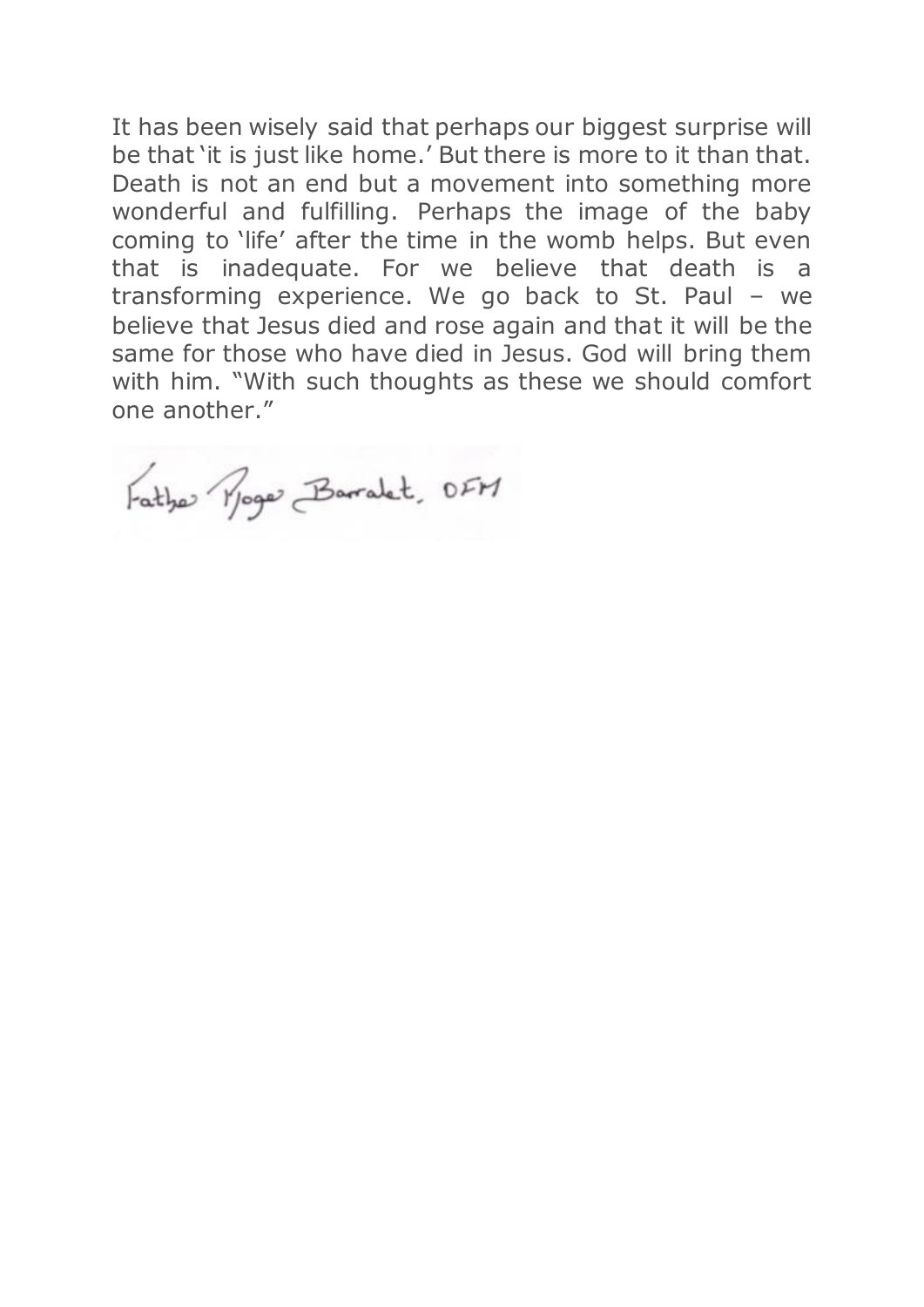It has been wisely said that perhaps our biggest surprise will be that 'it is just like home.' But there is more to it than that. Death is not an end but a movement into something more wonderful and fulfilling. Perhaps the image of the baby coming to 'life' after the time in the womb helps. But even that is inadequate. For we believe that death is a transforming experience. We go back to St. Paul – we believe that Jesus died and rose again and that it will be the same for those who have died in Jesus. God will bring them with him. "With such thoughts as these we should comfort one another."

Father Roger Barralet, OFM